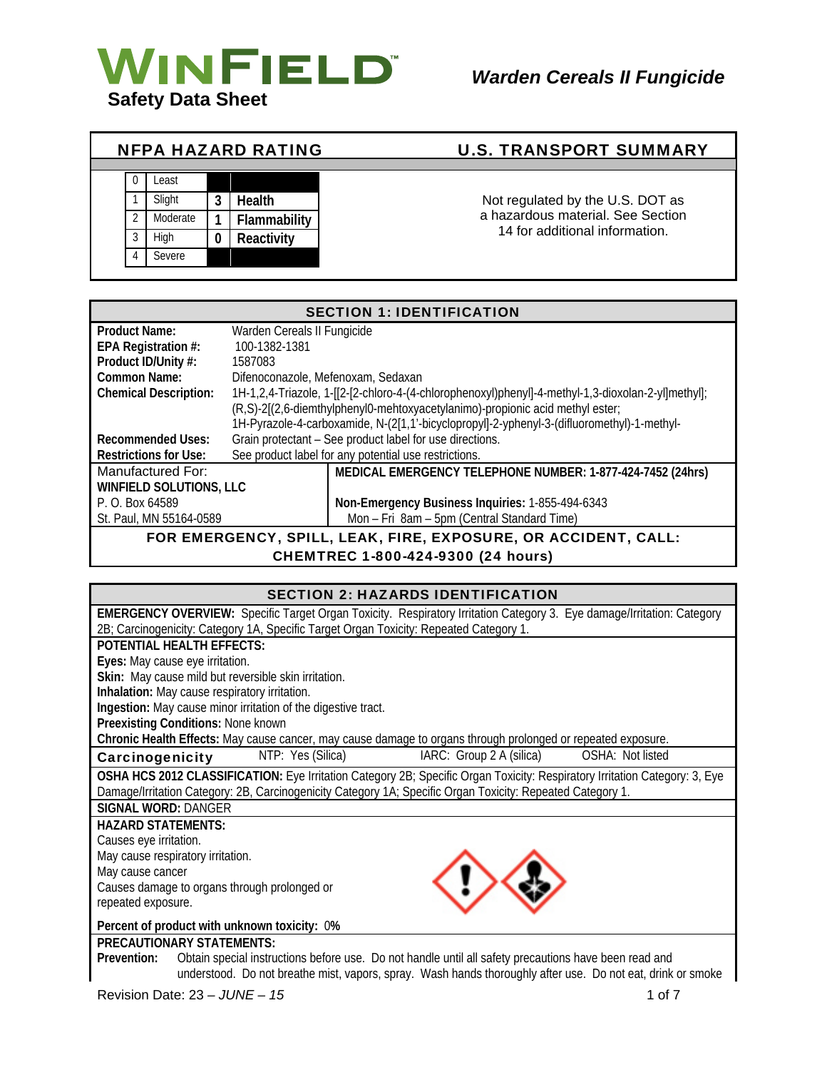**WINFIELD™**

# Safety Data Sheet

## *Warden Cereals II Fungicide*

### NFPA HAZARD RATING

| | | | |
|---|---|---|---|
| 0 | Least | | |
| 1 | Slight | 3 | **Health** |
| 2 | Moderate | 1 | **Flammability** |
| 3 | High | 0 | **Reactivity** |
| 4 | Severe | | |

### U.S. TRANSPORT SUMMARY

Not regulated by the U.S. DOT as a hazardous material. See Section 14 for additional information.

## SECTION 1: IDENTIFICATION

| | |
|---|---|
| **Product Name:** | Warden Cereals II Fungicide |
| **EPA Registration #:** | 100-1382-1381 |
| **Product ID/Unity #:** | 1587083 |
| **Common Name:** | Difenoconazole, Mefenoxam, Sedaxan |
| **Chemical Description:** | 1H-1,2,4-Triazole, 1-[[2-[2-chloro-4-(4-chlorophenoxyl)phenyl]-4-methyl-1,3-dioxolan-2-yl]methyl]; (R,S)-2[(2,6-diemthylphenyl0-mehtoxyacetylanimo)-propionic acid methyl ester; 1H-Pyrazole-4-carboxamide, N-(2[1,1'-bicyclopropyl]-2-yphenyl-3-(difluoromethyl)-1-methyl- |
| **Recommended Uses:** | Grain protectant – See product label for use directions. |
| **Restrictions for Use:** | See product label for any potential use restrictions. |

| | |
|---|---|
| Manufactured For: | **MEDICAL EMERGENCY TELEPHONE NUMBER: 1-877-424-7452 (24hrs)** |
| **WINFIELD SOLUTIONS, LLC** | |
| P. O. Box 64589 | **Non-Emergency Business Inquiries:** 1-855-494-6343 |
| St. Paul, MN 55164-0589 | Mon – Fri 8am – 5pm (Central Standard Time) |

**FOR EMERGENCY, SPILL, LEAK, FIRE, EXPOSURE, OR ACCIDENT, CALL: CHEMTREC 1-800-424-9300 (24 hours)**

## SECTION 2: HAZARDS IDENTIFICATION

**EMERGENCY OVERVIEW:** Specific Target Organ Toxicity. Respiratory Irritation Category 3. Eye damage/Irritation: Category 2B; Carcinogenicity: Category 1A, Specific Target Organ Toxicity: Repeated Category 1.

**POTENTIAL HEALTH EFFECTS:**

**Eyes:** May cause eye irritation.

**Skin:** May cause mild but reversible skin irritation.

**Inhalation:** May cause respiratory irritation.

**Ingestion:** May cause minor irritation of the digestive tract.

**Preexisting Conditions:** None known

**Chronic Health Effects:** May cause cancer, may cause damage to organs through prolonged or repeated exposure.

| **Carcinogenicity** | NTP: Yes (Silica) | IARC: Group 2 A (silica) | OSHA: Not listed |
|---|---|---|---|

**OSHA HCS 2012 CLASSIFICATION:** Eye Irritation Category 2B; Specific Organ Toxicity: Respiratory Irritation Category: 3, Eye Damage/Irritation Category: 2B, Carcinogenicity Category 1A; Specific Organ Toxicity: Repeated Category 1.

**SIGNAL WORD:** DANGER

**HAZARD STATEMENTS:**

Causes eye irritation.
May cause respiratory irritation.
May cause cancer
Causes damage to organs through prolonged or repeated exposure.

**Percent of product with unknown toxicity:** 0**%**

**PRECAUTIONARY STATEMENTS:**

**Prevention:** Obtain special instructions before use. Do not handle until all safety precautions have been read and understood. Do not breathe mist, vapors, spray. Wash hands thoroughly after use. Do not eat, drink or smoke

Revision Date: 23 – *JUNE – 15*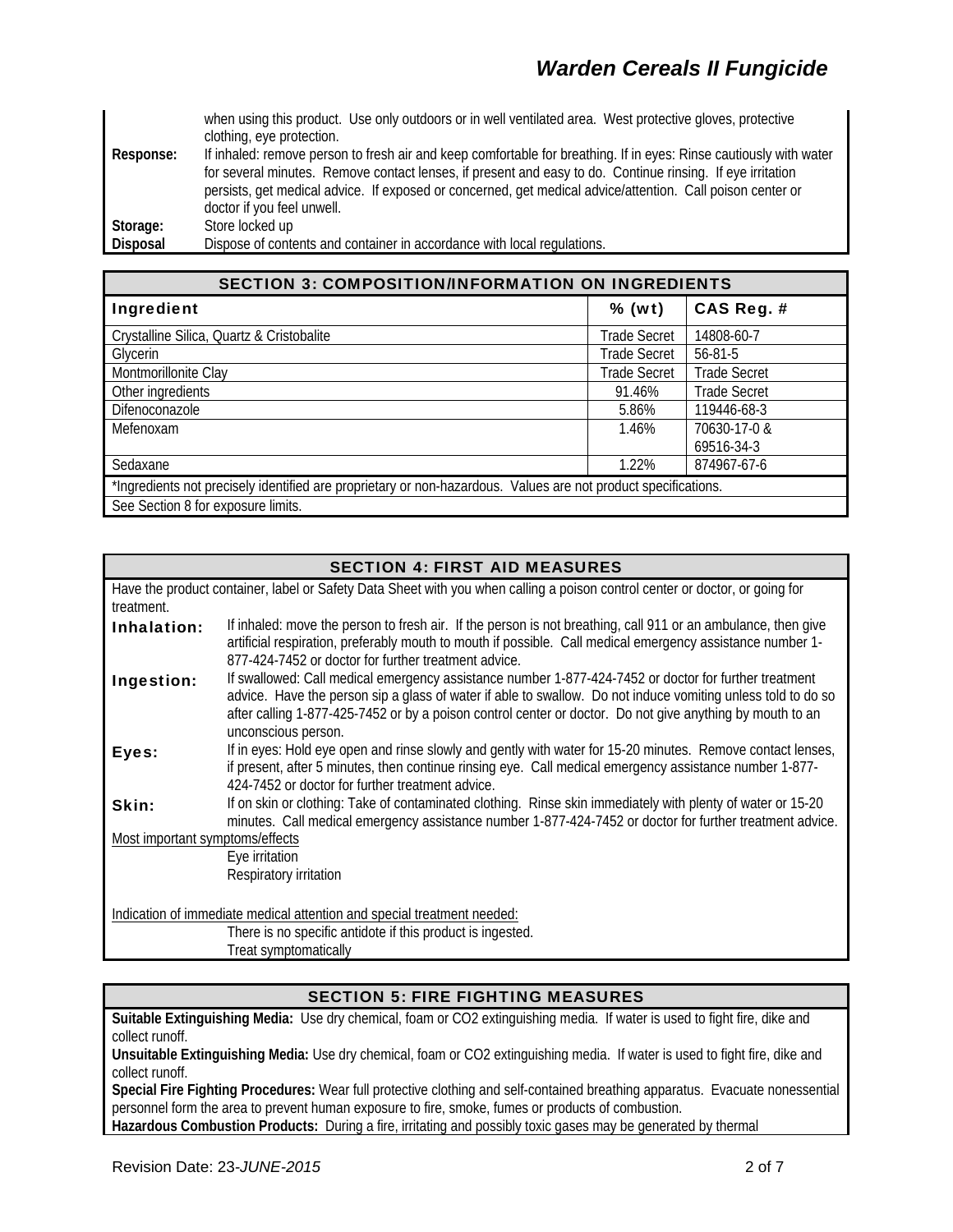| | |
|---|---|
| | when using this product. Use only outdoors or in well ventilated area. West protective gloves, protective clothing, eye protection. |
| **Response:** | If inhaled: remove person to fresh air and keep comfortable for breathing. If in eyes: Rinse cautiously with water for several minutes. Remove contact lenses, if present and easy to do. Continue rinsing. If eye irritation persists, get medical advice. If exposed or concerned, get medical advice/attention. Call poison center or doctor if you feel unwell. |
| **Storage:** | Store locked up |
| **Disposal** | Dispose of contents and container in accordance with local regulations. |

## SECTION 3: COMPOSITION/INFORMATION ON INGREDIENTS

| Ingredient | % (wt) | CAS Reg. # |
|---|---|---|
| Crystalline Silica, Quartz & Cristobalite | Trade Secret | 14808-60-7 |
| Glycerin | Trade Secret | 56-81-5 |
| Montmorillonite Clay | Trade Secret | Trade Secret |
| Other ingredients | 91.46% | Trade Secret |
| Difenoconazole | 5.86% | 119446-68-3 |
| Mefenoxam | 1.46% | 70630-17-0 & 69516-34-3 |
| Sedaxane | 1.22% | 874967-67-6 |
| *Ingredients not precisely identified are proprietary or non-hazardous. Values are not product specifications. | | |
| See Section 8 for exposure limits. | | |

## SECTION 4: FIRST AID MEASURES

Have the product container, label or Safety Data Sheet with you when calling a poison control center or doctor, or going for treatment.

**Inhalation:** If inhaled: move the person to fresh air. If the person is not breathing, call 911 or an ambulance, then give artificial respiration, preferably mouth to mouth if possible. Call medical emergency assistance number 1-877-424-7452 or doctor for further treatment advice.

**Ingestion:** If swallowed: Call medical emergency assistance number 1-877-424-7452 or doctor for further treatment advice. Have the person sip a glass of water if able to swallow. Do not induce vomiting unless told to do so after calling 1-877-425-7452 or by a poison control center or doctor. Do not give anything by mouth to an unconscious person.

**Eyes:** If in eyes: Hold eye open and rinse slowly and gently with water for 15-20 minutes. Remove contact lenses, if present, after 5 minutes, then continue rinsing eye. Call medical emergency assistance number 1-877-424-7452 or doctor for further treatment advice.

**Skin:** If on skin or clothing: Take of contaminated clothing. Rinse skin immediately with plenty of water or 15-20 minutes. Call medical emergency assistance number 1-877-424-7452 or doctor for further treatment advice.

Most important symptoms/effects

- Eye irritation
- Respiratory irritation

Indication of immediate medical attention and special treatment needed:

- There is no specific antidote if this product is ingested.
- Treat symptomatically

## SECTION 5: FIRE FIGHTING MEASURES

**Suitable Extinguishing Media:** Use dry chemical, foam or CO2 extinguishing media. If water is used to fight fire, dike and collect runoff.

**Unsuitable Extinguishing Media:** Use dry chemical, foam or CO2 extinguishing media. If water is used to fight fire, dike and collect runoff.

**Special Fire Fighting Procedures:** Wear full protective clothing and self-contained breathing apparatus. Evacuate nonessential personnel form the area to prevent human exposure to fire, smoke, fumes or products of combustion.

**Hazardous Combustion Products:** During a fire, irritating and possibly toxic gases may be generated by thermal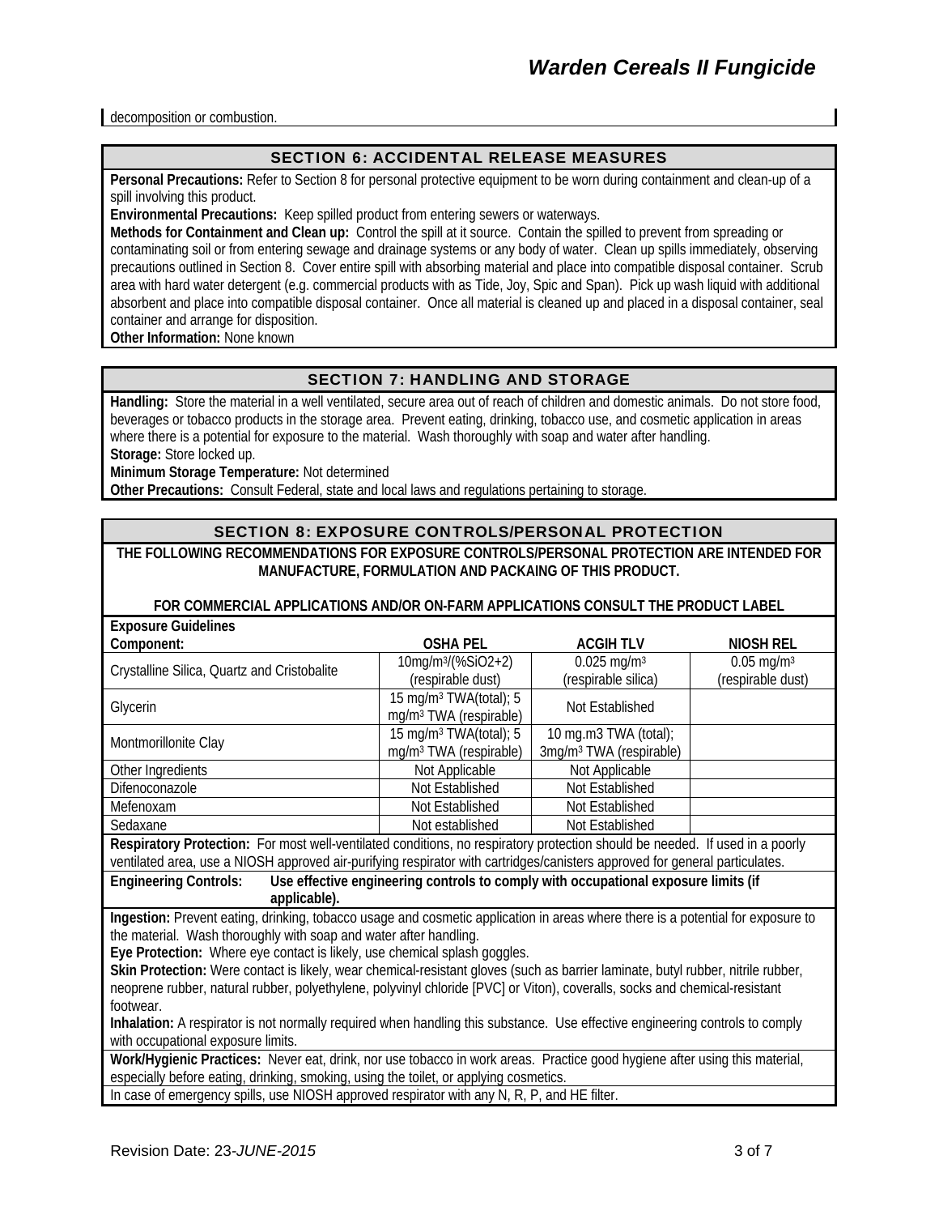decomposition or combustion.

## SECTION 6: ACCIDENTAL RELEASE MEASURES

**Personal Precautions:** Refer to Section 8 for personal protective equipment to be worn during containment and clean-up of a spill involving this product.

**Environmental Precautions:** Keep spilled product from entering sewers or waterways.

**Methods for Containment and Clean up:** Control the spill at it source. Contain the spilled to prevent from spreading or contaminating soil or from entering sewage and drainage systems or any body of water. Clean up spills immediately, observing precautions outlined in Section 8. Cover entire spill with absorbing material and place into compatible disposal container. Scrub area with hard water detergent (e.g. commercial products with as Tide, Joy, Spic and Span). Pick up wash liquid with additional absorbent and place into compatible disposal container. Once all material is cleaned up and placed in a disposal container, seal container and arrange for disposition.

**Other Information:** None known

## SECTION 7: HANDLING AND STORAGE

**Handling:** Store the material in a well ventilated, secure area out of reach of children and domestic animals. Do not store food, beverages or tobacco products in the storage area. Prevent eating, drinking, tobacco use, and cosmetic application in areas where there is a potential for exposure to the material. Wash thoroughly with soap and water after handling.

**Storage:** Store locked up.

**Minimum Storage Temperature:** Not determined

**Other Precautions:** Consult Federal, state and local laws and regulations pertaining to storage.

## SECTION 8: EXPOSURE CONTROLS/PERSONAL PROTECTION

**THE FOLLOWING RECOMMENDATIONS FOR EXPOSURE CONTROLS/PERSONAL PROTECTION ARE INTENDED FOR MANUFACTURE, FORMULATION AND PACKAING OF THIS PRODUCT.**

**FOR COMMERCIAL APPLICATIONS AND/OR ON-FARM APPLICATIONS CONSULT THE PRODUCT LABEL**

**Exposure Guidelines**

| Component: | OSHA PEL | ACGIH TLV | NIOSH REL |
|---|---|---|---|
| Crystalline Silica, Quartz and Cristobalite | 10mg/m³/(%SiO2+2) (respirable dust) | 0.025 mg/m³ (respirable silica) | 0.05 mg/m³ (respirable dust) |
| Glycerin | 15 mg/m³ TWA(total); 5 mg/m³ TWA (respirable) | Not Established | |
| Montmorillonite Clay | 15 mg/m³ TWA(total); 5 mg/m³ TWA (respirable) | 10 mg.m3 TWA (total); 3mg/m³ TWA (respirable) | |
| Other Ingredients | Not Applicable | Not Applicable | |
| Difenoconazole | Not Established | Not Established | |
| Mefenoxam | Not Established | Not Established | |
| Sedaxane | Not established | Not Established | |

**Respiratory Protection:** For most well-ventilated conditions, no respiratory protection should be needed. If used in a poorly ventilated area, use a NIOSH approved air-purifying respirator with cartridges/canisters approved for general particulates.

**Engineering Controls:** **Use effective engineering controls to comply with occupational exposure limits (if applicable).**

**Ingestion:** Prevent eating, drinking, tobacco usage and cosmetic application in areas where there is a potential for exposure to the material. Wash thoroughly with soap and water after handling.

**Eye Protection:** Where eye contact is likely, use chemical splash goggles.

**Skin Protection:** Were contact is likely, wear chemical-resistant gloves (such as barrier laminate, butyl rubber, nitrile rubber, neoprene rubber, natural rubber, polyethylene, polyvinyl chloride [PVC] or Viton), coveralls, socks and chemical-resistant footwear.

**Inhalation:** A respirator is not normally required when handling this substance. Use effective engineering controls to comply with occupational exposure limits.

**Work/Hygienic Practices:** Never eat, drink, nor use tobacco in work areas. Practice good hygiene after using this material, especially before eating, drinking, smoking, using the toilet, or applying cosmetics.

In case of emergency spills, use NIOSH approved respirator with any N, R, P, and HE filter.

Revision Date: 23-*JUNE-2015*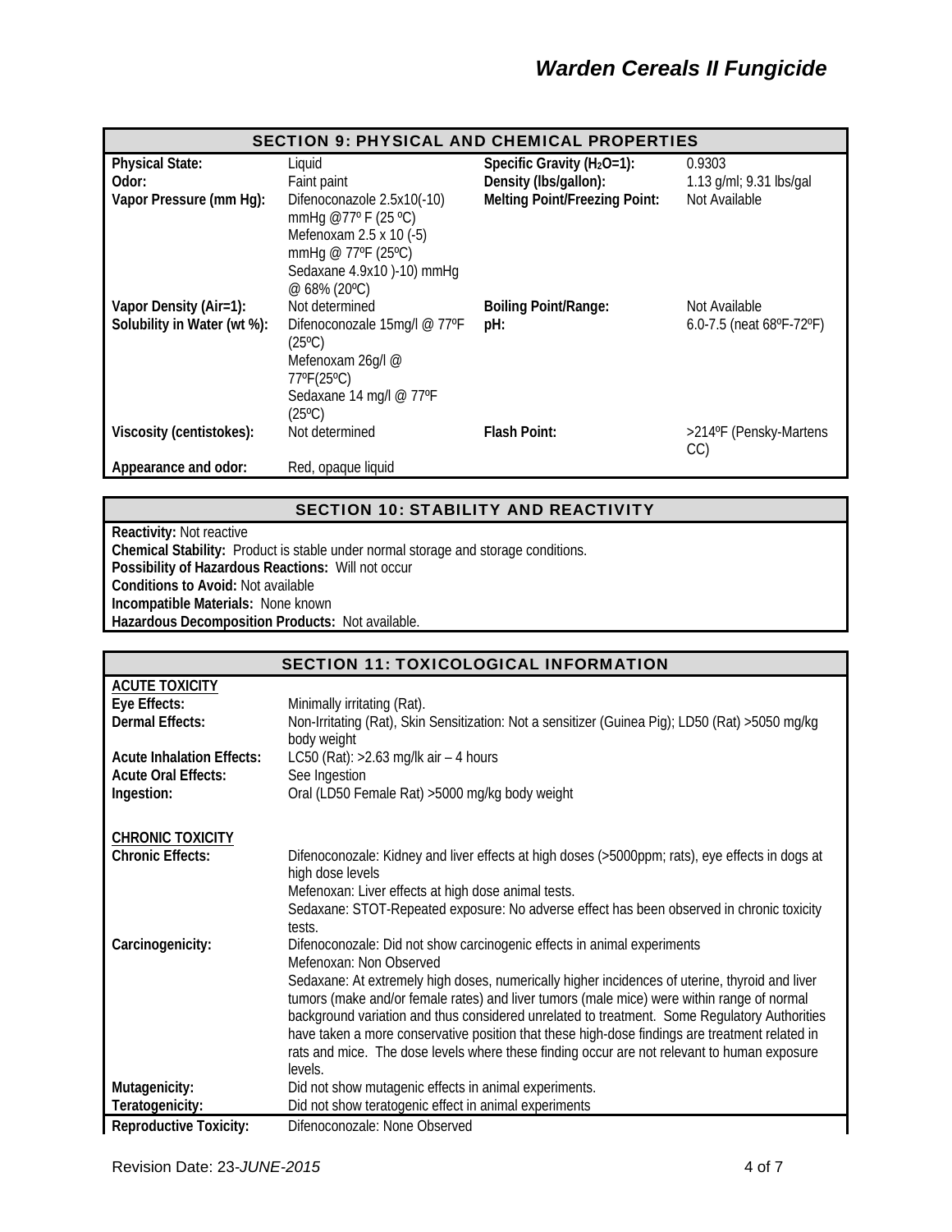## SECTION 9: PHYSICAL AND CHEMICAL PROPERTIES

| | | | |
|---|---|---|---|
| **Physical State:** | Liquid | **Specific Gravity ($H_2O$=1):** | 0.9303 |
| **Odor:** | Faint paint | **Density (lbs/gallon):** | 1.13 g/ml; 9.31 lbs/gal |
| **Vapor Pressure (mm Hg):** | Difenoconazole 2.5x10(-10) mmHg @77º F (25 ºC) Mefenoxam 2.5 x 10 (-5) mmHg @ 77ºF (25ºC) Sedaxane 4.9x10 )-10) mmHg @ 68% (20ºC) | **Melting Point/Freezing Point:** | Not Available |
| **Vapor Density (Air=1):** | Not determined | **Boiling Point/Range:** | Not Available |
| **Solubility in Water (wt %):** | Difenoconozale 15mg/l @ 77ºF (25ºC) Mefenoxam 26g/l @ 77ºF(25ºC) Sedaxane 14 mg/l @ 77ºF (25ºC) | **pH:** | 6.0-7.5 (neat 68ºF-72ºF) |
| **Viscosity (centistokes):** | Not determined | **Flash Point:** | >214ºF (Pensky-Martens CC) |
| **Appearance and odor:** | Red, opaque liquid | | |

## SECTION 10: STABILITY AND REACTIVITY

**Reactivity:** Not reactive
**Chemical Stability:** Product is stable under normal storage and storage conditions.
**Possibility of Hazardous Reactions:** Will not occur
**Conditions to Avoid:** Not available
**Incompatible Materials:** None known
**Hazardous Decomposition Products:** Not available.

## SECTION 11: TOXICOLOGICAL INFORMATION

**ACUTE TOXICITY**

| | |
|---|---|
| **Eye Effects:** | Minimally irritating (Rat). |
| **Dermal Effects:** | Non-Irritating (Rat), Skin Sensitization: Not a sensitizer (Guinea Pig); LD50 (Rat) >5050 mg/kg body weight |
| **Acute Inhalation Effects:** | LC50 (Rat): >2.63 mg/lk air – 4 hours |
| **Acute Oral Effects:** | See Ingestion |
| **Ingestion:** | Oral (LD50 Female Rat) >5000 mg/kg body weight |

**CHRONIC TOXICITY**

| | |
|---|---|
| **Chronic Effects:** | Difenoconozale: Kidney and liver effects at high doses (>5000ppm; rats), eye effects in dogs at high dose levels<br>Mefenoxan: Liver effects at high dose animal tests.<br>Sedaxane: STOT-Repeated exposure: No adverse effect has been observed in chronic toxicity tests. |
| **Carcinogenicity:** | Difenoconozale: Did not show carcinogenic effects in animal experiments<br>Mefenoxan: Non Observed<br>Sedaxane: At extremely high doses, numerically higher incidences of uterine, thyroid and liver tumors (make and/or female rates) and liver tumors (male mice) were within range of normal background variation and thus considered unrelated to treatment. Some Regulatory Authorities have taken a more conservative position that these high-dose findings are treatment related in rats and mice. The dose levels where these finding occur are not relevant to human exposure levels. |
| **Mutagenicity:** | Did not show mutagenic effects in animal experiments. |
| **Teratogenicity:** | Did not show teratogenic effect in animal experiments |
| **Reproductive Toxicity:** | Difenoconozale: None Observed |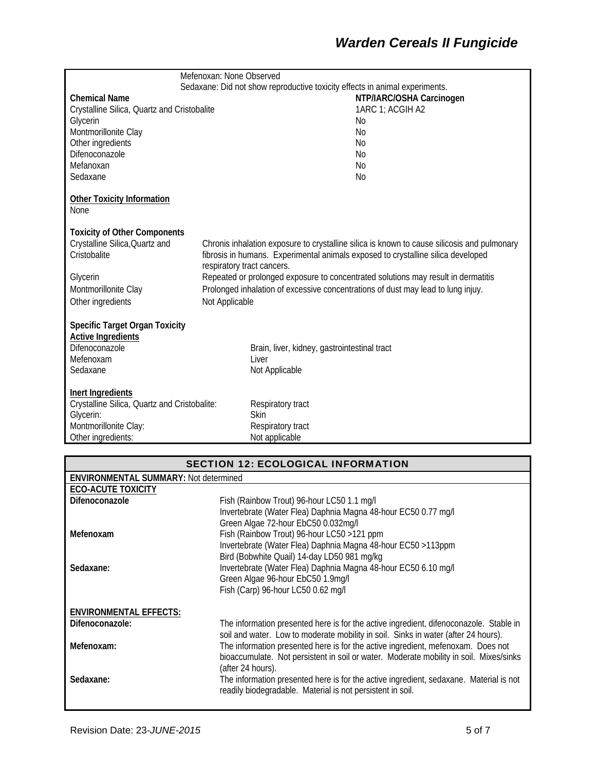Mefenoxan: None Observed
Sedaxane: Did not show reproductive toxicity effects in animal experiments.

| Chemical Name | NTP/IARC/OSHA Carcinogen |
|---|---|
| Crystalline Silica, Quartz and Cristobalite | 1ARC 1; ACGIH A2 |
| Glycerin | No |
| Montmorillonite Clay | No |
| Other ingredients | No |
| Difenoconazole | No |
| Mefanoxan | No |
| Sedaxane | No |

**Other Toxicity Information**
None

**Toxicity of Other Components**

| | |
|---|---|
| Crystalline Silica,Quartz and Cristobalite | Chronis inhalation exposure to crystalline silica is known to cause silicosis and pulmonary fibrosis in humans. Experimental animals exposed to crystalline silica developed respiratory tract cancers. |
| Glycerin | Repeated or prolonged exposure to concentrated solutions may result in dermatitis |
| Montmorillonite Clay | Prolonged inhalation of excessive concentrations of dust may lead to lung injuy. |
| Other ingredients | Not Applicable |

**Specific Target Organ Toxicity**

**Active Ingredients**

| | |
|---|---|
| Difenoconazole | Brain, liver, kidney, gastrointestinal tract |
| Mefenoxam | Liver |
| Sedaxane | Not Applicable |

**Inert Ingredients**

| | |
|---|---|
| Crystalline Silica, Quartz and Cristobalite: | Respiratory tract |
| Glycerin: | Skin |
| Montmorillonite Clay: | Respiratory tract |
| Other ingredients: | Not applicable |

## SECTION 12: ECOLOGICAL INFORMATION

**ENVIRONMENTAL SUMMARY:** Not determined

**ECO-ACUTE TOXICITY**

| | |
|---|---|
| **Difenoconazole** | Fish (Rainbow Trout) 96-hour LC50 1.1 mg/l<br>Invertebrate (Water Flea) Daphnia Magna 48-hour EC50 0.77 mg/l<br>Green Algae 72-hour EbC50 0.032mg/l |
| **Mefenoxam** | Fish (Rainbow Trout) 96-hour LC50 >121 ppm<br>Invertebrate (Water Flea) Daphnia Magna 48-hour EC50 >113ppm<br>Bird (Bobwhite Quail) 14-day LD50 981 mg/kg |
| **Sedaxane:** | Invertebrate (Water Flea) Daphnia Magna 48-hour EC50 6.10 mg/l<br>Green Algae 96-hour EbC50 1.9mg/l<br>Fish (Carp) 96-hour LC50 0.62 mg/l |

**ENVIRONMENTAL EFFECTS:**

| | |
|---|---|
| **Difenoconazole:** | The information presented here is for the active ingredient, difenoconazole. Stable in soil and water. Low to moderate mobility in soil. Sinks in water (after 24 hours). |
| **Mefenoxam:** | The information presented here is for the active ingredient, mefenoxam. Does not bioaccumulate. Not persistent in soil or water. Moderate mobility in soil. Mixes/sinks (after 24 hours). |
| **Sedaxane:** | The information presented here is for the active ingredient, sedaxane. Material is not readily biodegradable. Material is not persistent in soil. |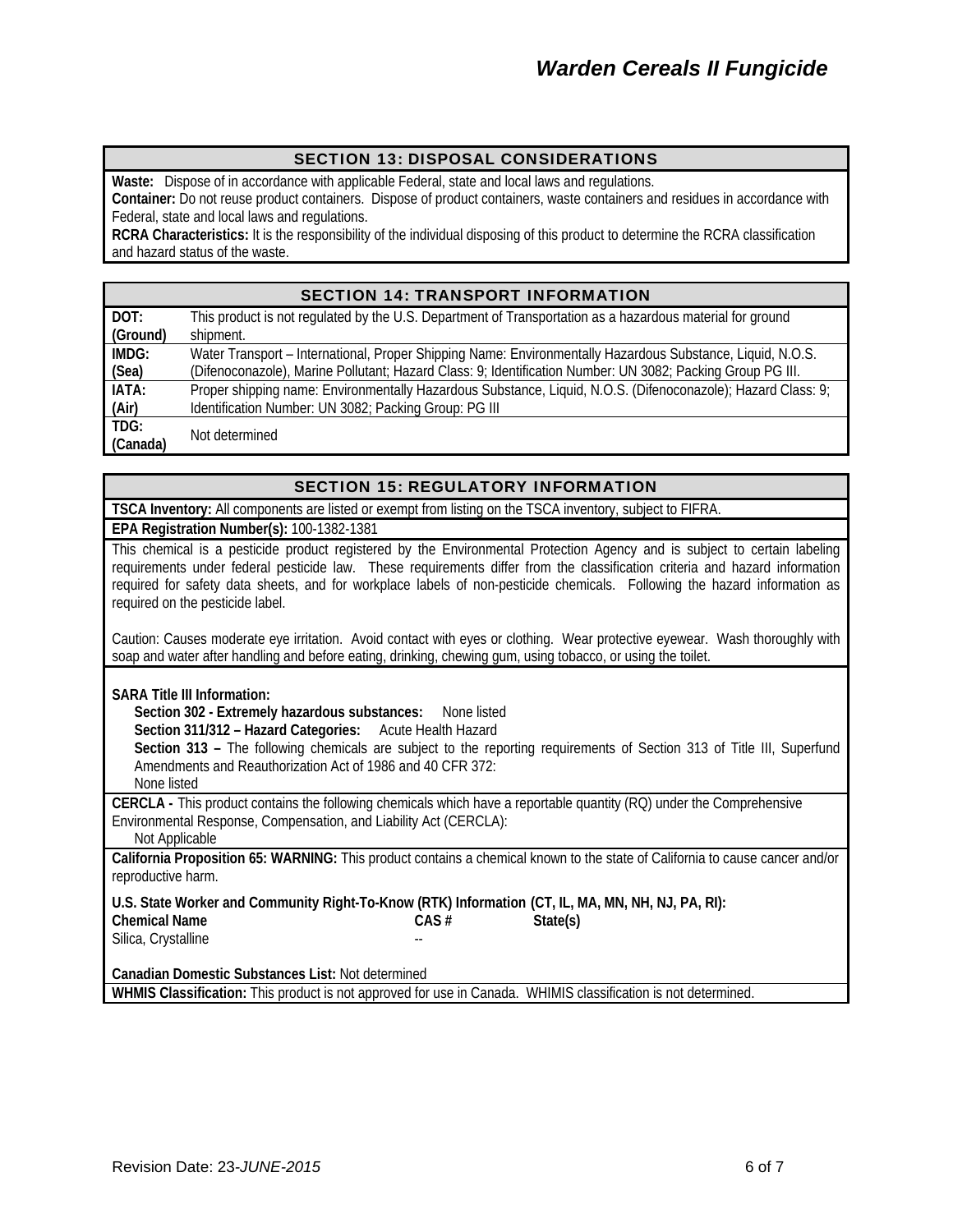## SECTION 13: DISPOSAL CONSIDERATIONS

**Waste:** Dispose of in accordance with applicable Federal, state and local laws and regulations.

**Container:** Do not reuse product containers. Dispose of product containers, waste containers and residues in accordance with Federal, state and local laws and regulations.

**RCRA Characteristics:** It is the responsibility of the individual disposing of this product to determine the RCRA classification and hazard status of the waste.

## SECTION 14: TRANSPORT INFORMATION

| | |
|---|---|
| **DOT: (Ground)** | This product is not regulated by the U.S. Department of Transportation as a hazardous material for ground shipment. |
| **IMDG: (Sea)** | Water Transport – International, Proper Shipping Name: Environmentally Hazardous Substance, Liquid, N.O.S. (Difenoconazole), Marine Pollutant; Hazard Class: 9; Identification Number: UN 3082; Packing Group PG III. |
| **IATA: (Air)** | Proper shipping name: Environmentally Hazardous Substance, Liquid, N.O.S. (Difenoconazole); Hazard Class: 9; Identification Number: UN 3082; Packing Group: PG III |
| **TDG: (Canada)** | Not determined |

## SECTION 15: REGULATORY INFORMATION

**TSCA Inventory:** All components are listed or exempt from listing on the TSCA inventory, subject to FIFRA.

**EPA Registration Number(s):** 100-1382-1381

This chemical is a pesticide product registered by the Environmental Protection Agency and is subject to certain labeling requirements under federal pesticide law. These requirements differ from the classification criteria and hazard information required for safety data sheets, and for workplace labels of non-pesticide chemicals. Following the hazard information as required on the pesticide label.

Caution: Causes moderate eye irritation. Avoid contact with eyes or clothing. Wear protective eyewear. Wash thoroughly with soap and water after handling and before eating, drinking, chewing gum, using tobacco, or using the toilet.

**SARA Title III Information:**

**Section 302 - Extremely hazardous substances:** None listed

**Section 311/312 – Hazard Categories:** Acute Health Hazard

**Section 313 –** The following chemicals are subject to the reporting requirements of Section 313 of Title III, Superfund Amendments and Reauthorization Act of 1986 and 40 CFR 372:
None listed

**CERCLA -** This product contains the following chemicals which have a reportable quantity (RQ) under the Comprehensive Environmental Response, Compensation, and Liability Act (CERCLA):
Not Applicable

**California Proposition 65: WARNING:** This product contains a chemical known to the state of California to cause cancer and/or reproductive harm.

**U.S. State Worker and Community Right-To-Know (RTK) Information (CT, IL, MA, MN, NH, NJ, PA, RI):**

| Chemical Name | CAS # | State(s) |
|---|---|---|
| Silica, Crystalline | -- | |

**Canadian Domestic Substances List:** Not determined

**WHMIS Classification:** This product is not approved for use in Canada. WHIMIS classification is not determined.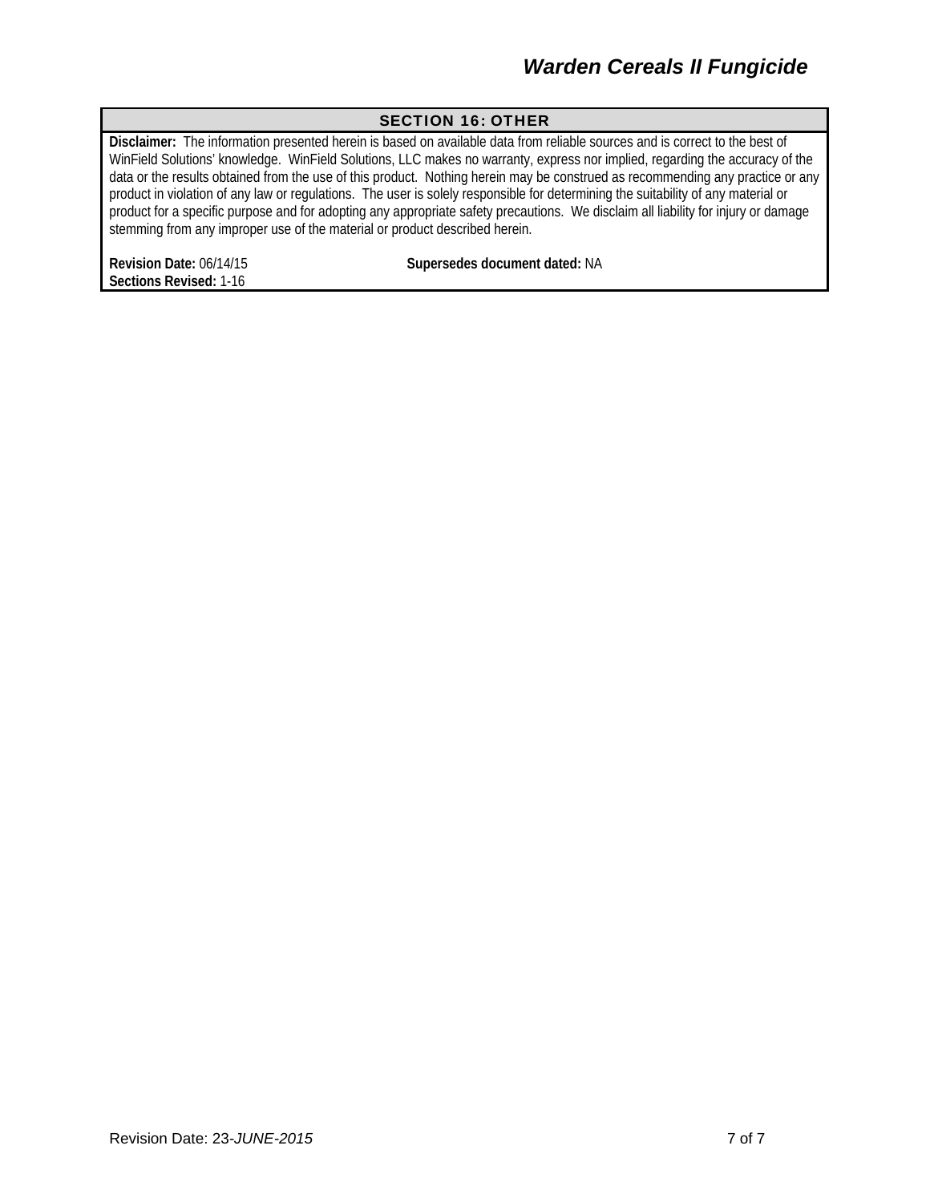## SECTION 16: OTHER

**Disclaimer:** The information presented herein is based on available data from reliable sources and is correct to the best of WinField Solutions' knowledge. WinField Solutions, LLC makes no warranty, express nor implied, regarding the accuracy of the data or the results obtained from the use of this product. Nothing herein may be construed as recommending any practice or any product in violation of any law or regulations. The user is solely responsible for determining the suitability of any material or product for a specific purpose and for adopting any appropriate safety precautions. We disclaim all liability for injury or damage stemming from any improper use of the material or product described herein.

**Revision Date:** 06/14/15 **Supersedes document dated:** NA
**Sections Revised:** 1-16